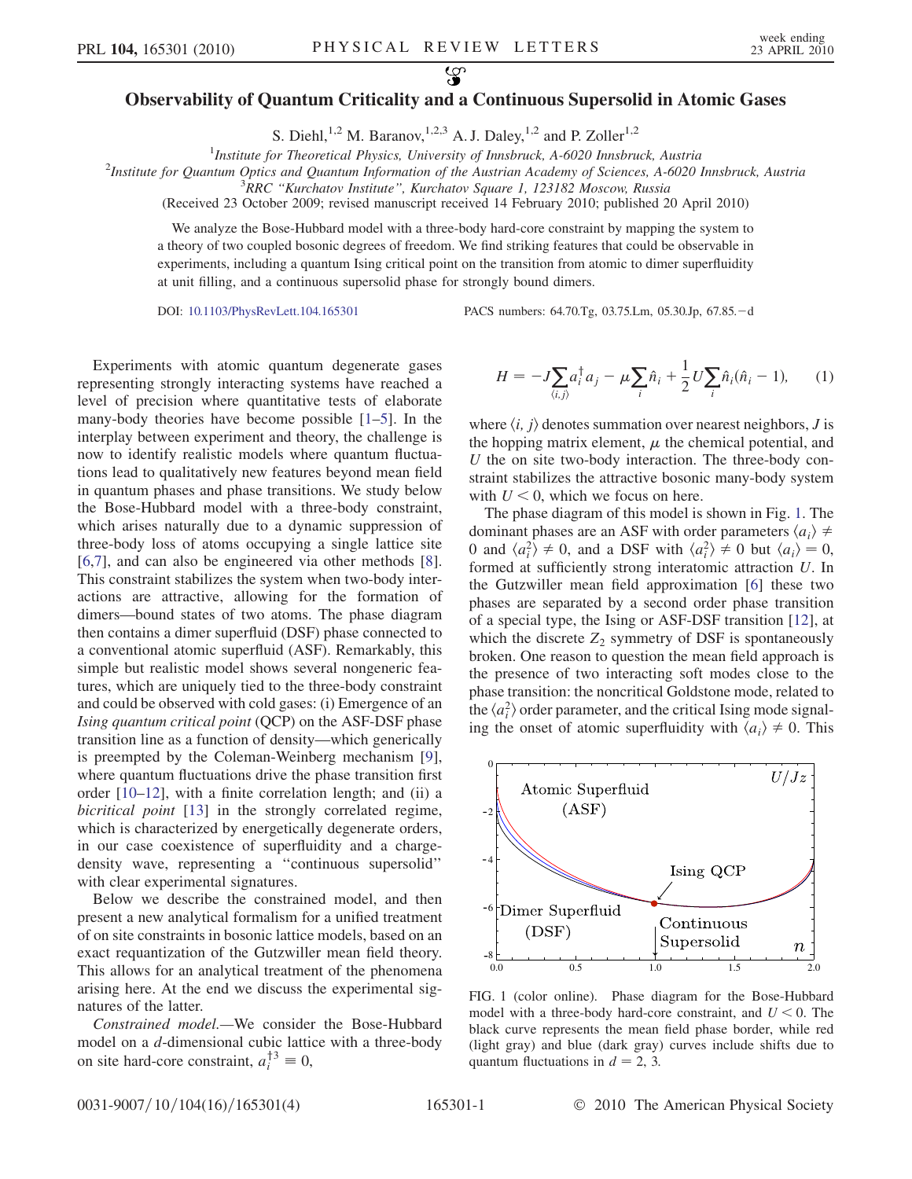# Observability of Quantum Criticality and a Continuous Supersolid in Atomic Gases

S. Diehl,[1,2] M. Baranov,[1,2,3] A. J. Daley,[1,2] and P. Zoller[1,2]

[1] Institute for Theoretical Physics, University of Innsbruck, A-6020 Innsbruck, Austria

[2] Institute for Quantum Optics and Quantum Information of the Austrian Academy of Sciences, A-6020 Innsbruck, Austria

[3] RRC "Kurchatov Institute", Kurchatov Square 1, 123182 Moscow, Russia

(Received 23 October 2009; revised manuscript received 14 February 2010; published 20 April 2010)

We analyze the Bose-Hubbard model with a three-body hard-core constraint by mapping the system to a theory of two coupled bosonic degrees of freedom. We find striking features that could be observable in experiments, including a quantum Ising critical point on the transition from atomic to dimer superfluidity at unit filling, and a continuous supersolid phase for strongly bound dimers.

DOI: 10.1103/PhysRevLett.104.165301 PACS numbers: 64.70.Tg, 03.75.Lm, 05.30.Jp, 67.85.−d

Experiments with atomic quantum degenerate gases representing strongly interacting systems have reached a level of precision where quantitative tests of elaborate many-body theories have become possible [1–5]. In the interplay between experiment and theory, the challenge is now to identify realistic models where quantum fluctuations lead to qualitatively new features beyond mean field in quantum phases and phase transitions. We study below the Bose-Hubbard model with a three-body constraint, which arises naturally due to a dynamic suppression of three-body loss of atoms occupying a single lattice site [6,7], and can also be engineered via other methods [8]. This constraint stabilizes the system when two-body interactions are attractive, allowing for the formation of dimers—bound states of two atoms. The phase diagram then contains a dimer superfluid (DSF) phase connected to a conventional atomic superfluid (ASF). Remarkably, this simple but realistic model shows several nongeneric features, which are uniquely tied to the three-body constraint and could be observed with cold gases: (i) Emergence of an *Ising quantum critical point* (QCP) on the ASF-DSF phase transition line as a function of density—which generically is preempted by the Coleman-Weinberg mechanism [9], where quantum fluctuations drive the phase transition first order [10–12], with a finite correlation length; and (ii) a *bicritical point* [13] in the strongly correlated regime, which is characterized by energetically degenerate orders, in our case coexistence of superfluidity and a charge-density wave, representing a "continuous supersolid" with clear experimental signatures.

Below we describe the constrained model, and then present a new analytical formalism for a unified treatment of on site constraints in bosonic lattice models, based on an exact requantization of the Gutzwiller mean field theory. This allows for an analytical treatment of the phenomena arising here. At the end we discuss the experimental signatures of the latter.

*Constrained model.*—We consider the Bose-Hubbard model on a $d$-dimensional cubic lattice with a three-body on site hard-core constraint, $a_i^{\dagger 3} \equiv 0$,

$$H = -J\sum_{\langle i,j\rangle} a_i^\dagger a_j - \mu \sum_i \hat{n}_i + \frac{1}{2} U \sum_i \hat{n}_i(\hat{n}_i - 1), \quad (1)$$

where $\langle i, j\rangle$ denotes summation over nearest neighbors, $J$ is the hopping matrix element, $\mu$ the chemical potential, and $U$ the on site two-body interaction. The three-body constraint stabilizes the attractive bosonic many-body system with $U < 0$, which we focus on here.

The phase diagram of this model is shown in Fig. 1. The dominant phases are an ASF with order parameters $\langle a_i \rangle \neq 0$ and $\langle a_i^2 \rangle \neq 0$, and a DSF with $\langle a_i^2 \rangle \neq 0$ but $\langle a_i \rangle = 0$, formed at sufficiently strong interatomic attraction $U$. In the Gutzwiller mean field approximation [6] these two phases are separated by a second order phase transition of a special type, the Ising or ASF-DSF transition [12], at which the discrete $Z_2$ symmetry of DSF is spontaneously broken. One reason to question the mean field approach is the presence of two interacting soft modes close to the phase transition: the noncritical Goldstone mode, related to the $\langle a_i^2 \rangle$ order parameter, and the critical Ising mode signaling the onset of atomic superfluidity with $\langle a_i \rangle \neq 0$. This

FIG. 1 (color online). Phase diagram for the Bose-Hubbard model with a three-body hard-core constraint, and $U < 0$. The black curve represents the mean field phase border, while red (light gray) and blue (dark gray) curves include shifts due to quantum fluctuations in $d = 2, 3$.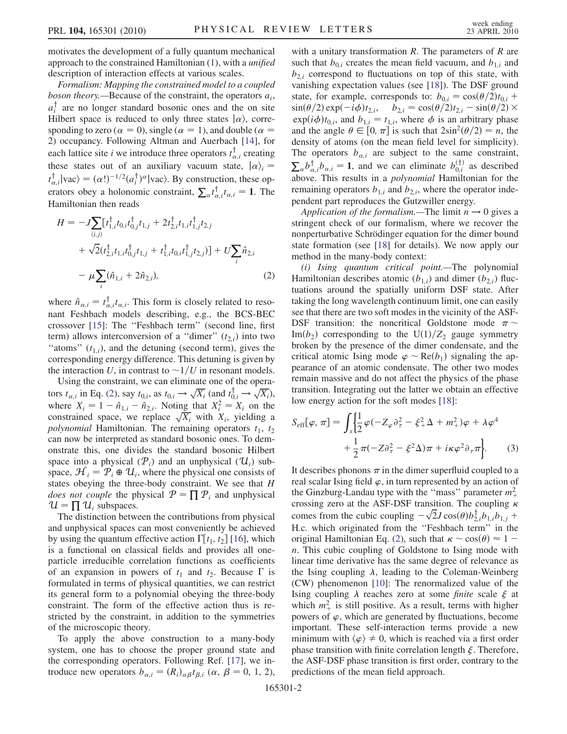motivates the development of a fully quantum mechanical approach to the constrained Hamiltonian (1), with a *unified* description of interaction effects at various scales.

*Formalism: Mapping the constrained model to a coupled boson theory.*—Because of the constraint, the operators $a_i$, $a_i^\dagger$ are no longer standard bosonic ones and the on site Hilbert space is reduced to only three states $|\alpha\rangle$, corresponding to zero ($\alpha = 0$), single ($\alpha = 1$), and double ($\alpha = 2$) occupancy. Following Altman and Auerbach [14], for each lattice site $i$ we introduce three operators $t_{\alpha,i}^\dagger$ creating these states out of an auxiliary vacuum state, $|\alpha\rangle_i = t_{\alpha,i}^\dagger|\text{vac}\rangle = (\alpha!)^{-1/2}(a_i^\dagger)^\alpha|\text{vac}\rangle$. By construction, these operators obey a holonomic constraint, $\sum_\alpha t_{\alpha,i}^\dagger t_{\alpha,i} = \mathbf{1}$. The Hamiltonian then reads

$$
\begin{aligned}
H = &-J\sum_{\langle i,j\rangle}[t_{1,i}^\dagger t_{0,i} t_{0,j}^\dagger t_{1,j} + 2t_{2,i}^\dagger t_{1,i} t_{1,j}^\dagger t_{2,j} \\
&+ \sqrt{2}(t_{2,i}^\dagger t_{1,i} t_{0,j}^\dagger t_{1,j} + t_{1,i}^\dagger t_{0,i} t_{1,j}^\dagger t_{2,j})] + U\sum_i \hat{n}_{2,i} \\
&- \mu\sum_i(\hat{n}_{1,i} + 2\hat{n}_{2,i}),
\end{aligned} \tag{2}
$$

where $\hat{n}_{\alpha,i} = t_{\alpha,i}^\dagger t_{\alpha,i}$. This form is closely related to resonant Feshbach models describing, e.g., the BCS-BEC crossover [15]: The "Feshbach term" (second line, first term) allows interconversion of a "dimer" ($t_{2,i}$) into two "atoms" ($t_{1,i}$), and the detuning (second term), gives the corresponding energy difference. This detuning is given by the interaction $U$, in contrast to $\sim 1/U$ in resonant models.

Using the constraint, we can eliminate one of the operators $t_{\alpha,i}$ in Eq. (2), say $t_{0,i}$, as $t_{0,i} \to \sqrt{X_i}$ (and $t_{0,i}^\dagger \to \sqrt{X_i}$), where $X_i = 1 - \hat{n}_{1,i} - \hat{n}_{2,i}$. Noting that $X_i^2 = X_i$ on the constrained space, we replace $\sqrt{X_i}$ with $X_i$, yielding a *polynomial* Hamiltonian. The remaining operators $t_1$, $t_2$ can now be interpreted as standard bosonic ones. To demonstrate this, one divides the standard bosonic Hilbert space into a physical ($\mathcal{P}_i$) and an unphysical ($\mathcal{U}_i$) subspace, $\mathcal{H}_i = \mathcal{P}_i \oplus \mathcal{U}_i$, where the physical one consists of states obeying the three-body constraint. We see that $H$ *does not couple* the physical $\mathcal{P} = \prod \mathcal{P}_i$ and unphysical $\mathcal{U} = \prod \mathcal{U}_i$ subspaces.

The distinction between the contributions from physical and unphysical spaces can most conveniently be achieved by using the quantum effective action $\Gamma[t_1, t_2]$ [16], which is a functional on classical fields and provides all one-particle irreducible correlation functions as coefficients of an expansion in powers of $t_1$ and $t_2$. Because $\Gamma$ is formulated in terms of physical quantities, we can restrict its general form to a polynomial obeying the three-body constraint. The form of the effective action thus is restricted by the constraint, in addition to the symmetries of the microscopic theory.

To apply the above construction to a many-body system, one has to choose the proper ground state and the corresponding operators. Following Ref. [17], we introduce new operators $b_{\alpha,i} = (R_i)_{\alpha\beta} t_{\beta,i}$ ($\alpha$, $\beta = 0, 1, 2$), with a unitary transformation $R$. The parameters of $R$ are such that $b_{0,i}$ creates the mean field vacuum, and $b_{1,i}$ and $b_{2,i}$ correspond to fluctuations on top of this state, with vanishing expectation values (see [18]). The DSF ground state, for example, corresponds to: $b_{0,i} = \cos(\theta/2)t_{0,i} + \sin(\theta/2)\exp(-i\phi)t_{2,i}$, $\quad b_{2,i} = \cos(\theta/2)t_{2,i} - \sin(\theta/2) \times \exp(i\phi)t_{0,i}$, and $b_{1,i} = t_{1,i}$, where $\phi$ is an arbitrary phase and the angle $\theta \in [0, \pi]$ is such that $2\sin^2(\theta/2) = n$, the density of atoms (on the mean field level for simplicity). The operators $b_{\alpha,i}$ are subject to the same constraint, $\sum_\alpha b_{\alpha,i}^\dagger b_{\alpha,i} = \mathbf{1}$, and we can eliminate $b_{0,i}^{(\dagger)}$ as described above. This results in a *polynomial* Hamiltonian for the remaining operators $b_{1,i}$ and $b_{2,i}$, where the operator independent part reproduces the Gutzwiller energy.

*Application of the formalism.*—The limit $n \to 0$ gives a stringent check of our formalism, where we recover the nonperturbative Schrödinger equation for the dimer bound state formation (see [18] for details). We now apply our method in the many-body context:

*(i) Ising quantum critical point.*—The polynomial Hamiltonian describes atomic ($b_{1,i}$) and dimer ($b_{2,i}$) fluctuations around the spatially uniform DSF state. After taking the long wavelength continuum limit, one can easily see that there are two soft modes in the vicinity of the ASF-DSF transition: the noncritical Goldstone mode $\pi \sim \text{Im}(b_2)$ corresponding to the $\text{U}(1)/Z_2$ gauge symmetry broken by the presence of the dimer condensate, and the critical atomic Ising mode $\varphi \sim \text{Re}(b_1)$ signaling the appearance of an atomic condensate. The other two modes remain massive and do not affect the physics of the phase transition. Integrating out the latter we obtain an effective low energy action for the soft modes [18]:

$$
\begin{aligned}
S_{\text{eff}}[\varphi, \pi] = \int_x \Big\{ &\frac{1}{2}\varphi(-Z_\varphi \partial_\tau^2 - \xi_+^2\Delta + m_+^2)\varphi + \lambda\varphi^4 \\
&+ \frac{1}{2}\pi(-Z\partial_\tau^2 - \xi^2\Delta)\pi + i\kappa\varphi^2\partial_\tau\pi \Big\}.
\end{aligned} \tag{3}
$$

It describes phonons $\pi$ in the dimer superfluid coupled to a real scalar Ising field $\varphi$, in turn represented by an action of the Ginzburg-Landau type with the "mass" parameter $m_+^2$ crossing zero at the ASF-DSF transition. The coupling $\kappa$ comes from the cubic coupling $-\sqrt{2}J\cos(\theta)b_{2,i}^\dagger b_{1,i} b_{1,j} +$ H.c. which originated from the "Feshbach term" in the original Hamiltonian Eq. (2), such that $\kappa \sim \cos(\theta) \approx 1 - n$. This cubic coupling of Goldstone to Ising mode with linear time derivative has the same degree of relevance as the Ising coupling $\lambda$, leading to the Coleman-Weinberg (CW) phenomenon [10]: The renormalized value of the Ising coupling $\lambda$ reaches zero at some *finite* scale $\xi$ at which $m_+^2$ is still positive. As a result, terms with higher powers of $\varphi$, which are generated by fluctuations, become important. These self-interaction terms provide a new minimum with $\langle\varphi\rangle \neq 0$, which is reached via a first order phase transition with finite correlation length $\xi$. Therefore, the ASF-DSF phase transition is first order, contrary to the predictions of the mean field approach.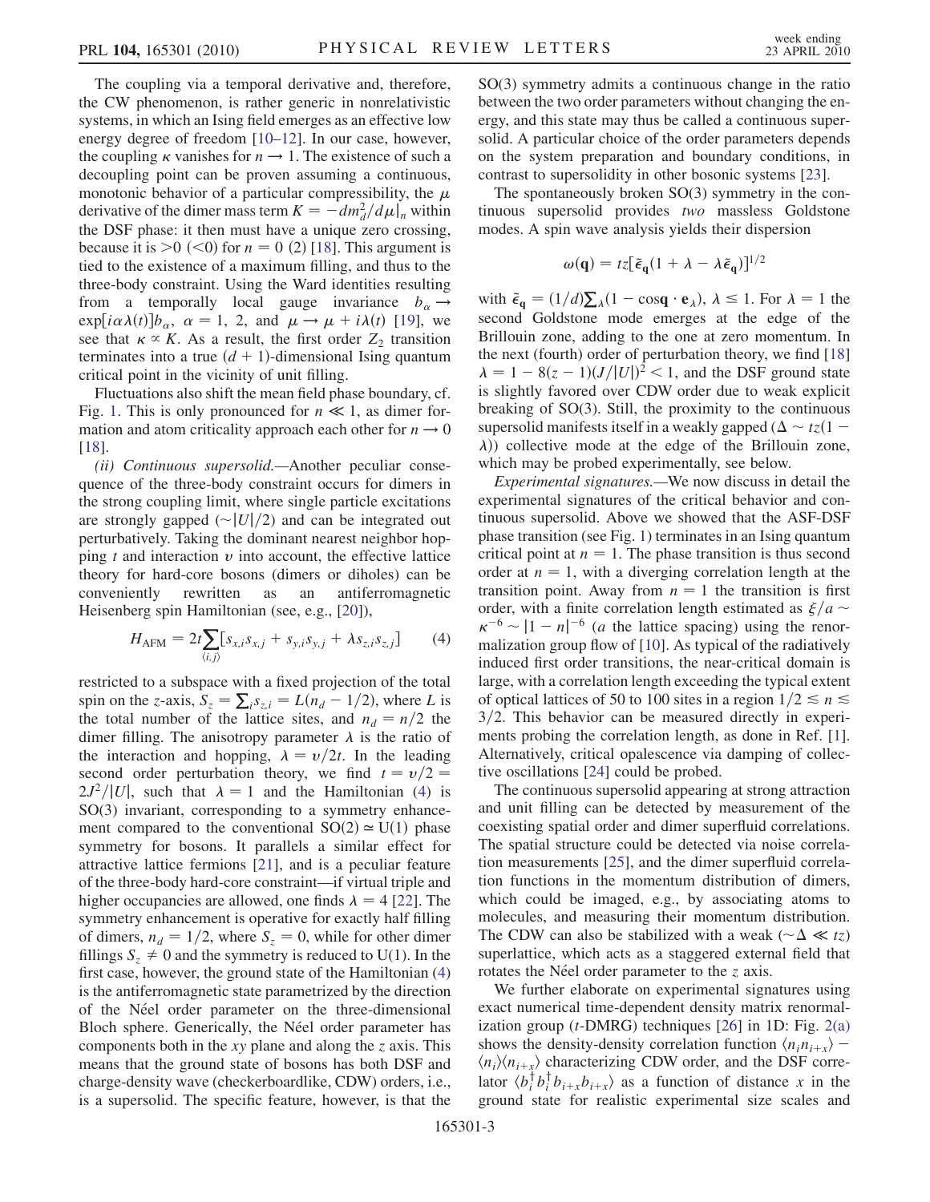The coupling via a temporal derivative and, therefore, the CW phenomenon, is rather generic in nonrelativistic systems, in which an Ising field emerges as an effective low energy degree of freedom [10–12]. In our case, however, the coupling $\kappa$ vanishes for $n \to 1$. The existence of such a decoupling point can be proven assuming a continuous, monotonic behavior of a particular compressibility, the $\mu$ derivative of the dimer mass term $K = -dm_d^2/d\mu|_n$ within the DSF phase: it then must have a unique zero crossing, because it is $>0$ ($<0$) for $n = 0$ (2) [18]. This argument is tied to the existence of a maximum filling, and thus to the three-body constraint. Using the Ward identities resulting from a temporally local gauge invariance $b_\alpha \to \exp[i\alpha\lambda(t)]b_\alpha$, $\alpha = 1, 2$, and $\mu \to \mu + i\lambda(t)$ [19], we see that $\kappa \propto K$. As a result, the first order $Z_2$ transition terminates into a true $(d+1)$-dimensional Ising quantum critical point in the vicinity of unit filling.

Fluctuations also shift the mean field phase boundary, cf. Fig. 1. This is only pronounced for $n \ll 1$, as dimer formation and atom criticality approach each other for $n \to 0$ [18].

*(ii) Continuous supersolid.*—Another peculiar consequence of the three-body constraint occurs for dimers in the strong coupling limit, where single particle excitations are strongly gapped ($\sim |U|/2$) and can be integrated out perturbatively. Taking the dominant nearest neighbor hopping $t$ and interaction $v$ into account, the effective lattice theory for hard-core bosons (dimers or diholes) can be conveniently rewritten as an antiferromagnetic Heisenberg spin Hamiltonian (see, e.g., [20]),

$$H_{\mathrm{AFM}} = 2t\sum_{\langle i,j\rangle}[s_{x,i}s_{x,j} + s_{y,i}s_{y,j} + \lambda s_{z,i}s_{z,j}] \tag{4}$$

restricted to a subspace with a fixed projection of the total spin on the $z$-axis, $S_z = \sum_i s_{z,i} = L(n_d - 1/2)$, where $L$ is the total number of the lattice sites, and $n_d = n/2$ the dimer filling. The anisotropy parameter $\lambda$ is the ratio of the interaction and hopping, $\lambda = v/2t$. In the leading second order perturbation theory, we find $t = v/2 = 2J^2/|U|$, such that $\lambda = 1$ and the Hamiltonian (4) is SO(3) invariant, corresponding to a symmetry enhancement compared to the conventional $\mathrm{SO}(2) \simeq \mathrm{U}(1)$ phase symmetry for bosons. It parallels a similar effect for attractive lattice fermions [21], and is a peculiar feature of the three-body hard-core constraint—if virtual triple and higher occupancies are allowed, one finds $\lambda = 4$ [22]. The symmetry enhancement is operative for exactly half filling of dimers, $n_d = 1/2$, where $S_z = 0$, while for other dimer fillings $S_z \neq 0$ and the symmetry is reduced to U(1). In the first case, however, the ground state of the Hamiltonian (4) is the antiferromagnetic state parametrized by the direction of the Néel order parameter on the three-dimensional Bloch sphere. Generically, the Néel order parameter has components both in the $xy$ plane and along the $z$ axis. This means that the ground state of bosons has both DSF and charge-density wave (checkerboardlike, CDW) orders, i.e., is a supersolid. The specific feature, however, is that the SO(3) symmetry admits a continuous change in the ratio between the two order parameters without changing the energy, and this state may thus be called a continuous supersolid. A particular choice of the order parameters depends on the system preparation and boundary conditions, in contrast to supersolidity in other bosonic systems [23].

The spontaneously broken SO(3) symmetry in the continuous supersolid provides *two* massless Goldstone modes. A spin wave analysis yields their dispersion

$$\omega(\mathbf{q}) = tz[\tilde{\epsilon}_{\mathbf{q}}(1 + \lambda - \lambda\tilde{\epsilon}_{\mathbf{q}})]^{1/2}$$

with $\tilde{\epsilon}_{\mathbf{q}} = (1/d)\sum_\lambda(1 - \cos\mathbf{q}\cdot\mathbf{e}_\lambda)$, $\lambda \leq 1$. For $\lambda = 1$ the second Goldstone mode emerges at the edge of the Brillouin zone, adding to the one at zero momentum. In the next (fourth) order of perturbation theory, we find [18] $\lambda = 1 - 8(z-1)(J/|U|)^2 < 1$, and the DSF ground state is slightly favored over CDW order due to weak explicit breaking of SO(3). Still, the proximity to the continuous supersolid manifests itself in a weakly gapped ($\Delta \sim tz(1 - \lambda)$) collective mode at the edge of the Brillouin zone, which may be probed experimentally, see below.

*Experimental signatures.*—We now discuss in detail the experimental signatures of the critical behavior and continuous supersolid. Above we showed that the ASF-DSF phase transition (see Fig. 1) terminates in an Ising quantum critical point at $n = 1$. The phase transition is thus second order at $n = 1$, with a diverging correlation length at the transition point. Away from $n = 1$ the transition is first order, with a finite correlation length estimated as $\xi/a \sim \kappa^{-6} \sim |1 - n|^{-6}$ ($a$ the lattice spacing) using the renormalization group flow of [10]. As typical of the radiatively induced first order transitions, the near-critical domain is large, with a correlation length exceeding the typical extent of optical lattices of 50 to 100 sites in a region $1/2 \lesssim n \lesssim 3/2$. This behavior can be measured directly in experiments probing the correlation length, as done in Ref. [1]. Alternatively, critical opalescence via damping of collective oscillations [24] could be probed.

The continuous supersolid appearing at strong attraction and unit filling can be detected by measurement of the coexisting spatial order and dimer superfluid correlations. The spatial structure could be detected via noise correlation measurements [25], and the dimer superfluid correlation functions in the momentum distribution of dimers, which could be imaged, e.g., by associating atoms to molecules, and measuring their momentum distribution. The CDW can also be stabilized with a weak ($\sim \Delta \ll tz$) superlattice, which acts as a staggered external field that rotates the Néel order parameter to the $z$ axis.

We further elaborate on experimental signatures using exact numerical time-dependent density matrix renormalization group ($t$-DMRG) techniques [26] in 1D: Fig. 2(a) shows the density-density correlation function $\langle n_i n_{i+x}\rangle - \langle n_i\rangle\langle n_{i+x}\rangle$ characterizing CDW order, and the DSF correlator $\langle b_i^\dagger b_i^\dagger b_{i+x} b_{i+x}\rangle$ as a function of distance $x$ in the ground state for realistic experimental size scales and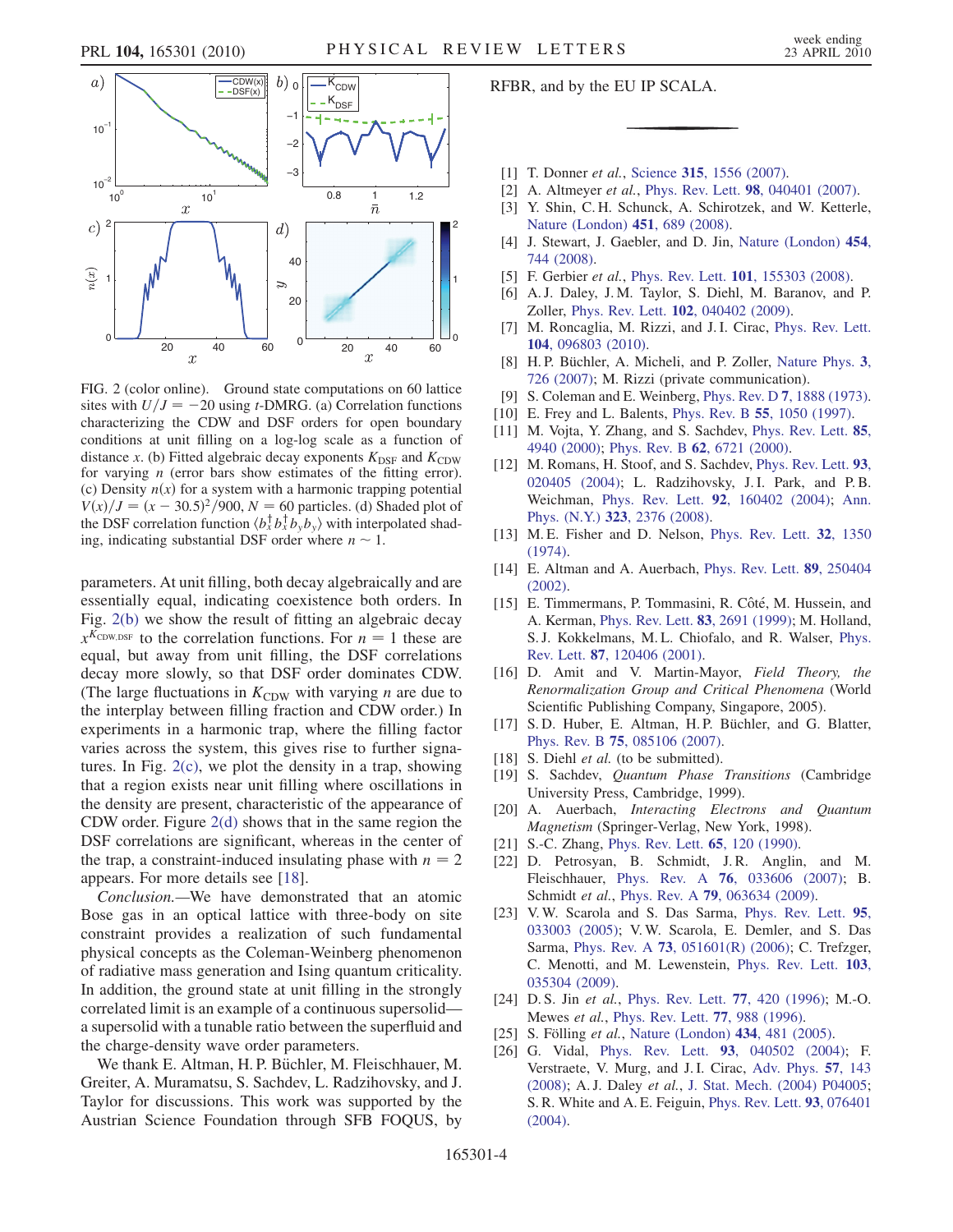a)
CDW(x)
DSF(x)
$10^{-1}$
$10^{-2}$
$10^0$
$10^1$
$x$

b)
0
−1
−2
−3
$K_{CDW}$
$K_{DSF}$
0.8
1
1.2
$\bar{n}$

c)
2
1
0
$n(x)$
20
40
60
$x$

d)
40
20
0
$y$
20
40
60
$x$
2
1
0

FIG. 2 (color online). Ground state computations on 60 lattice sites with $U/J = -20$ using $t$-DMRG. (a) Correlation functions characterizing the CDW and DSF orders for open boundary conditions at unit filling on a log-log scale as a function of distance $x$. (b) Fitted algebraic decay exponents $K_{\mathrm{DSF}}$ and $K_{\mathrm{CDW}}$ for varying $n$ (error bars show estimates of the fitting error). (c) Density $n(x)$ for a system with a harmonic trapping potential $V(x)/J = (x - 30.5)^2/900$, $N = 60$ particles. (d) Shaded plot of the DSF correlation function $\langle b_x^\dagger b_x^\dagger b_y b_y \rangle$ with interpolated shading, indicating substantial DSF order where $n \sim 1$.

parameters. At unit filling, both decay algebraically and are essentially equal, indicating coexistence both orders. In Fig. 2(b) we show the result of fitting an algebraic decay $x^{K_{\mathrm{CDW,DSF}}}$ to the correlation functions. For $n = 1$ these are equal, but away from unit filling, the DSF correlations decay more slowly, so that DSF order dominates CDW. (The large fluctuations in $K_{\mathrm{CDW}}$ with varying $n$ are due to the interplay between filling fraction and CDW order.) In experiments in a harmonic trap, where the filling factor varies across the system, this gives rise to further signatures. In Fig. 2(c), we plot the density in a trap, showing that a region exists near unit filling where oscillations in the density are present, characteristic of the appearance of CDW order. Figure 2(d) shows that in the same region the DSF correlations are significant, whereas in the center of the trap, a constraint-induced insulating phase with $n = 2$ appears. For more details see [18].

*Conclusion.*—We have demonstrated that an atomic Bose gas in an optical lattice with three-body on site constraint provides a realization of such fundamental physical concepts as the Coleman-Weinberg phenomenon of radiative mass generation and Ising quantum criticality. In addition, the ground state at unit filling in the strongly correlated limit is an example of a continuous supersolid—a supersolid with a tunable ratio between the superfluid and the charge-density wave order parameters.

We thank E. Altman, H. P. Büchler, M. Fleischhauer, M. Greiter, A. Muramatsu, S. Sachdev, L. Radzihovsky, and J. Taylor for discussions. This work was supported by the Austrian Science Foundation through SFB FOQUS, by RFBR, and by the EU IP SCALA.

[1] T. Donner *et al.*, Science **315**, 1556 (2007).
[2] A. Altmeyer *et al.*, Phys. Rev. Lett. **98**, 040401 (2007).
[3] Y. Shin, C. H. Schunck, A. Schirotzek, and W. Ketterle, Nature (London) **451**, 689 (2008).
[4] J. Stewart, J. Gaebler, and D. Jin, Nature (London) **454**, 744 (2008).
[5] F. Gerbier *et al.*, Phys. Rev. Lett. **101**, 155303 (2008).
[6] A. J. Daley, J. M. Taylor, S. Diehl, M. Baranov, and P. Zoller, Phys. Rev. Lett. **102**, 040402 (2009).
[7] M. Roncaglia, M. Rizzi, and J. I. Cirac, Phys. Rev. Lett. **104**, 096803 (2010).
[8] H. P. Büchler, A. Micheli, and P. Zoller, Nature Phys. **3**, 726 (2007); M. Rizzi (private communication).
[9] S. Coleman and E. Weinberg, Phys. Rev. D **7**, 1888 (1973).
[10] E. Frey and L. Balents, Phys. Rev. B **55**, 1050 (1997).
[11] M. Vojta, Y. Zhang, and S. Sachdev, Phys. Rev. Lett. **85**, 4940 (2000); Phys. Rev. B **62**, 6721 (2000).
[12] M. Romans, H. Stoof, and S. Sachdev, Phys. Rev. Lett. **93**, 020405 (2004); L. Radzihovsky, J. I. Park, and P. B. Weichman, Phys. Rev. Lett. **92**, 160402 (2004); Ann. Phys. (N.Y.) **323**, 2376 (2008).
[13] M. E. Fisher and D. Nelson, Phys. Rev. Lett. **32**, 1350 (1974).
[14] E. Altman and A. Auerbach, Phys. Rev. Lett. **89**, 250404 (2002).
[15] E. Timmermans, P. Tommasini, R. Côté, M. Hussein, and A. Kerman, Phys. Rev. Lett. **83**, 2691 (1999); M. Holland, S. J. Kokkelmans, M. L. Chiofalo, and R. Walser, Phys. Rev. Lett. **87**, 120406 (2001).
[16] D. Amit and V. Martin-Mayor, *Field Theory, the Renormalization Group and Critical Phenomena* (World Scientific Publishing Company, Singapore, 2005).
[17] S. D. Huber, E. Altman, H. P. Büchler, and G. Blatter, Phys. Rev. B **75**, 085106 (2007).
[18] S. Diehl *et al.* (to be submitted).
[19] S. Sachdev, *Quantum Phase Transitions* (Cambridge University Press, Cambridge, 1999).
[20] A. Auerbach, *Interacting Electrons and Quantum Magnetism* (Springer-Verlag, New York, 1998).
[21] S.-C. Zhang, Phys. Rev. Lett. **65**, 120 (1990).
[22] D. Petrosyan, B. Schmidt, J. R. Anglin, and M. Fleischhauer, Phys. Rev. A **76**, 033606 (2007); B. Schmidt *et al.*, Phys. Rev. A **79**, 063634 (2009).
[23] V. W. Scarola and S. Das Sarma, Phys. Rev. Lett. **95**, 033003 (2005); V. W. Scarola, E. Demler, and S. Das Sarma, Phys. Rev. A **73**, 051601(R) (2006); C. Trefzger, C. Menotti, and M. Lewenstein, Phys. Rev. Lett. **103**, 035304 (2009).
[24] D. S. Jin *et al.*, Phys. Rev. Lett. **77**, 420 (1996); M.-O. Mewes *et al.*, Phys. Rev. Lett. **77**, 988 (1996).
[25] S. Fölling *et al.*, Nature (London) **434**, 481 (2005).
[26] G. Vidal, Phys. Rev. Lett. **93**, 040502 (2004); F. Verstraete, V. Murg, and J. I. Cirac, Adv. Phys. **57**, 143 (2008); A. J. Daley *et al.*, J. Stat. Mech. (2004) P04005; S. R. White and A. E. Feiguin, Phys. Rev. Lett. **93**, 076401 (2004).